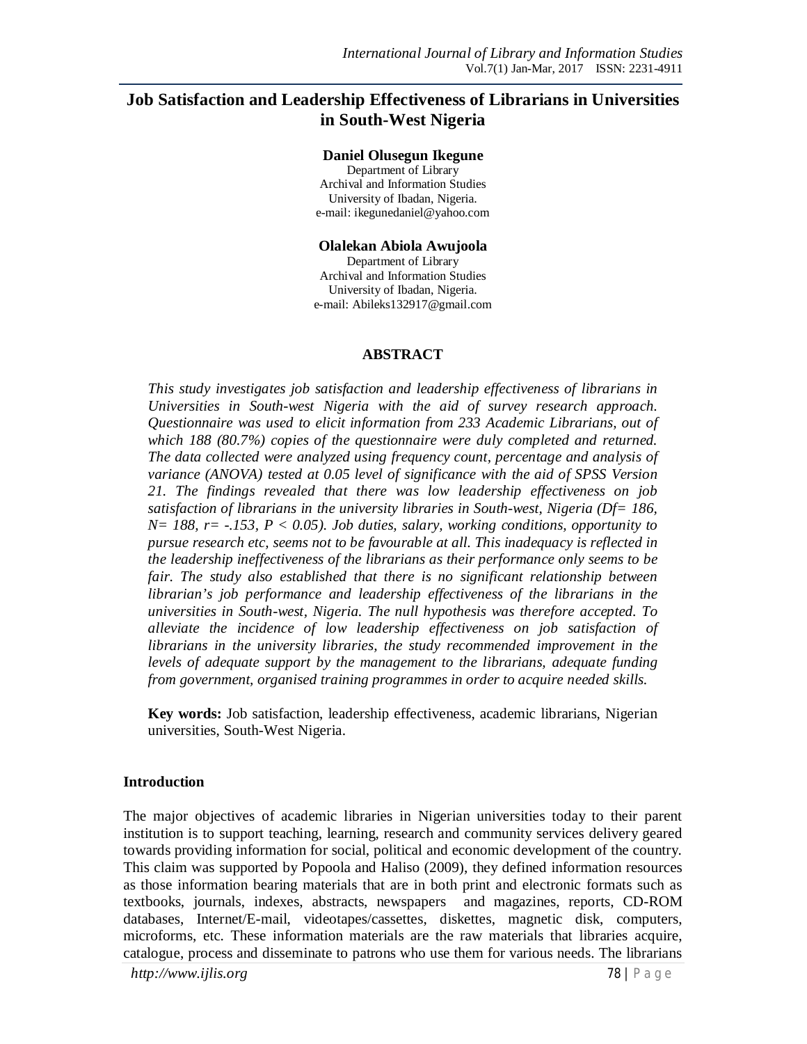# Job Satisfaction and Leadership Effectiveness of Librarians in Universities in South-West Nigeria

**Daniel Olusegun Ikegune**
Department of Library
Archival and Information Studies
University of Ibadan, Nigeria.
e-mail: ikegunedaniel@yahoo.com

**Olalekan Abiola Awujoola**
Department of Library
Archival and Information Studies
University of Ibadan, Nigeria.
e-mail: Abileks132917@gmail.com

## ABSTRACT

*This study investigates job satisfaction and leadership effectiveness of librarians in Universities in South-west Nigeria with the aid of survey research approach. Questionnaire was used to elicit information from 233 Academic Librarians, out of which 188 (80.7%) copies of the questionnaire were duly completed and returned. The data collected were analyzed using frequency count, percentage and analysis of variance (ANOVA) tested at 0.05 level of significance with the aid of SPSS Version 21. The findings revealed that there was low leadership effectiveness on job satisfaction of librarians in the university libraries in South-west, Nigeria (Df= 186, N= 188, r= -.153, P < 0.05). Job duties, salary, working conditions, opportunity to pursue research etc, seems not to be favourable at all. This inadequacy is reflected in the leadership ineffectiveness of the librarians as their performance only seems to be fair. The study also established that there is no significant relationship between librarian's job performance and leadership effectiveness of the librarians in the universities in South-west, Nigeria. The null hypothesis was therefore accepted. To alleviate the incidence of low leadership effectiveness on job satisfaction of librarians in the university libraries, the study recommended improvement in the levels of adequate support by the management to the librarians, adequate funding from government, organised training programmes in order to acquire needed skills.*

**Key words:** Job satisfaction, leadership effectiveness, academic librarians, Nigerian universities, South-West Nigeria.

## Introduction

The major objectives of academic libraries in Nigerian universities today to their parent institution is to support teaching, learning, research and community services delivery geared towards providing information for social, political and economic development of the country. This claim was supported by Popoola and Haliso (2009), they defined information resources as those information bearing materials that are in both print and electronic formats such as textbooks, journals, indexes, abstracts, newspapers and magazines, reports, CD-ROM databases, Internet/E-mail, videotapes/cassettes, diskettes, magnetic disk, computers, microforms, etc. These information materials are the raw materials that libraries acquire, catalogue, process and disseminate to patrons who use them for various needs. The librarians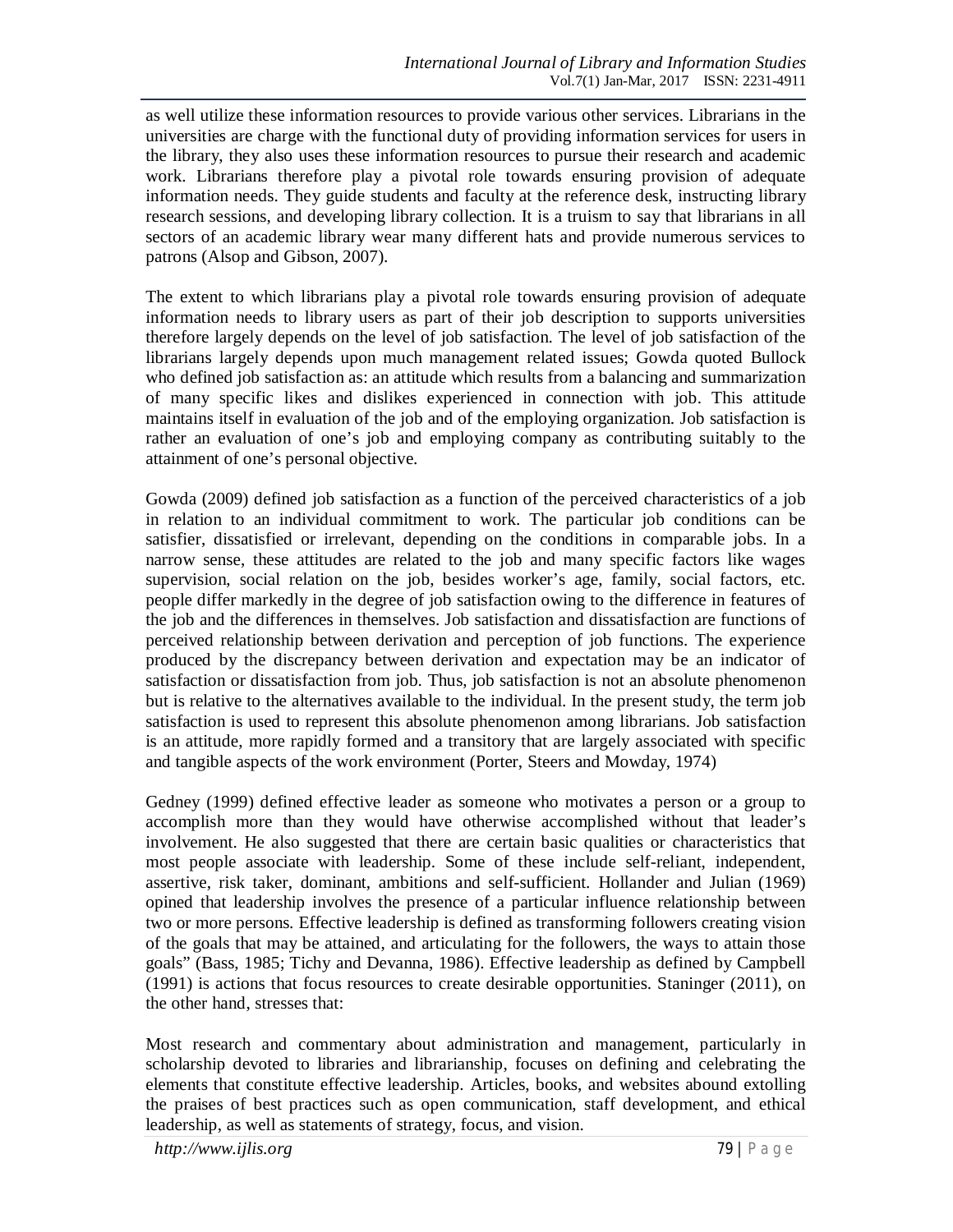as well utilize these information resources to provide various other services. Librarians in the universities are charge with the functional duty of providing information services for users in the library, they also uses these information resources to pursue their research and academic work. Librarians therefore play a pivotal role towards ensuring provision of adequate information needs. They guide students and faculty at the reference desk, instructing library research sessions, and developing library collection. It is a truism to say that librarians in all sectors of an academic library wear many different hats and provide numerous services to patrons (Alsop and Gibson, 2007).

The extent to which librarians play a pivotal role towards ensuring provision of adequate information needs to library users as part of their job description to supports universities therefore largely depends on the level of job satisfaction. The level of job satisfaction of the librarians largely depends upon much management related issues; Gowda quoted Bullock who defined job satisfaction as: an attitude which results from a balancing and summarization of many specific likes and dislikes experienced in connection with job. This attitude maintains itself in evaluation of the job and of the employing organization. Job satisfaction is rather an evaluation of one's job and employing company as contributing suitably to the attainment of one's personal objective.

Gowda (2009) defined job satisfaction as a function of the perceived characteristics of a job in relation to an individual commitment to work. The particular job conditions can be satisfier, dissatisfied or irrelevant, depending on the conditions in comparable jobs. In a narrow sense, these attitudes are related to the job and many specific factors like wages supervision, social relation on the job, besides worker's age, family, social factors, etc. people differ markedly in the degree of job satisfaction owing to the difference in features of the job and the differences in themselves. Job satisfaction and dissatisfaction are functions of perceived relationship between derivation and perception of job functions. The experience produced by the discrepancy between derivation and expectation may be an indicator of satisfaction or dissatisfaction from job. Thus, job satisfaction is not an absolute phenomenon but is relative to the alternatives available to the individual. In the present study, the term job satisfaction is used to represent this absolute phenomenon among librarians. Job satisfaction is an attitude, more rapidly formed and a transitory that are largely associated with specific and tangible aspects of the work environment (Porter, Steers and Mowday, 1974)

Gedney (1999) defined effective leader as someone who motivates a person or a group to accomplish more than they would have otherwise accomplished without that leader's involvement. He also suggested that there are certain basic qualities or characteristics that most people associate with leadership. Some of these include self-reliant, independent, assertive, risk taker, dominant, ambitions and self-sufficient. Hollander and Julian (1969) opined that leadership involves the presence of a particular influence relationship between two or more persons. Effective leadership is defined as transforming followers creating vision of the goals that may be attained, and articulating for the followers, the ways to attain those goals" (Bass, 1985; Tichy and Devanna, 1986). Effective leadership as defined by Campbell (1991) is actions that focus resources to create desirable opportunities. Staninger (2011), on the other hand, stresses that:

Most research and commentary about administration and management, particularly in scholarship devoted to libraries and librarianship, focuses on defining and celebrating the elements that constitute effective leadership. Articles, books, and websites abound extolling the praises of best practices such as open communication, staff development, and ethical leadership, as well as statements of strategy, focus, and vision.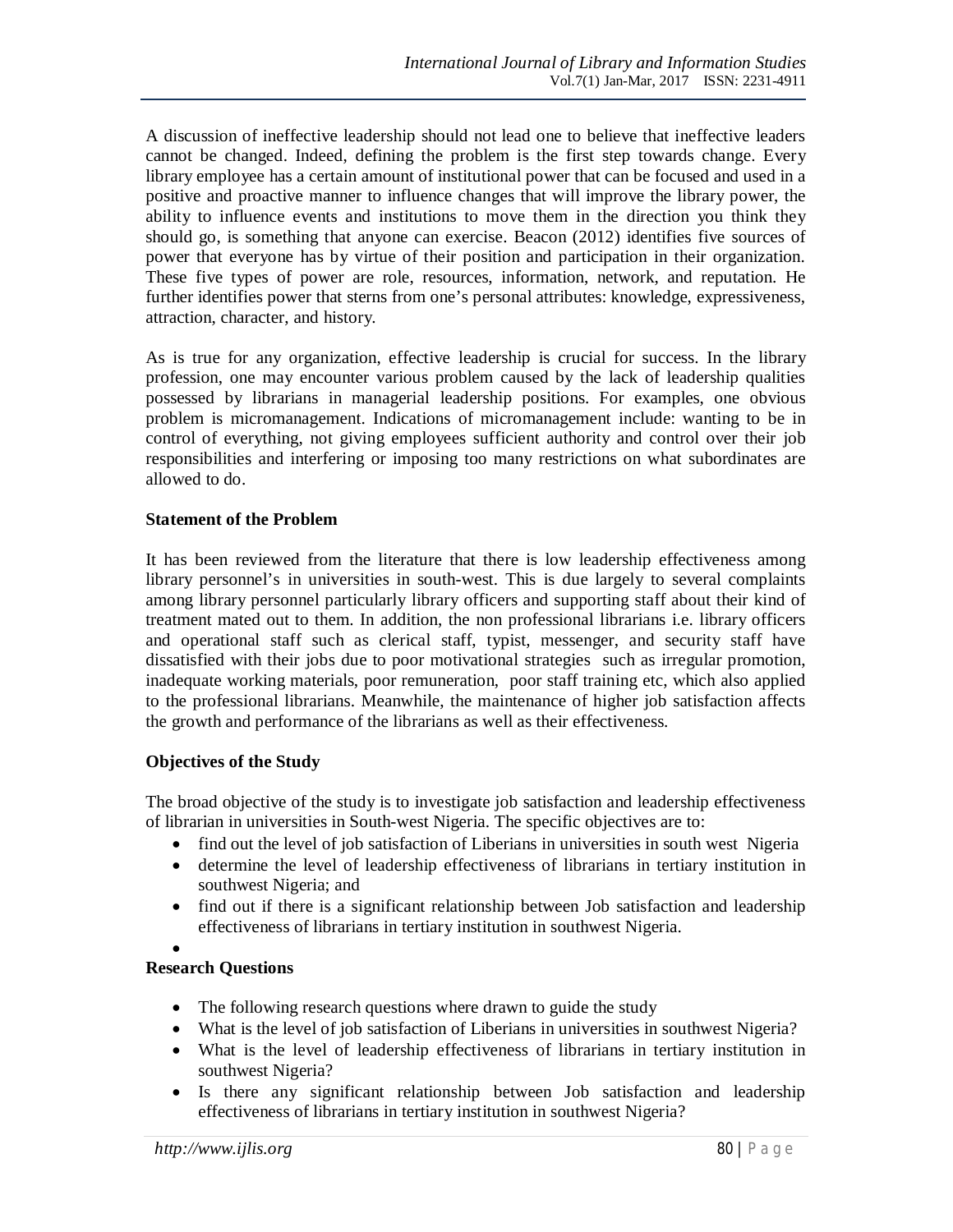A discussion of ineffective leadership should not lead one to believe that ineffective leaders cannot be changed. Indeed, defining the problem is the first step towards change. Every library employee has a certain amount of institutional power that can be focused and used in a positive and proactive manner to influence changes that will improve the library power, the ability to influence events and institutions to move them in the direction you think they should go, is something that anyone can exercise. Beacon (2012) identifies five sources of power that everyone has by virtue of their position and participation in their organization. These five types of power are role, resources, information, network, and reputation. He further identifies power that sterns from one's personal attributes: knowledge, expressiveness, attraction, character, and history.

As is true for any organization, effective leadership is crucial for success. In the library profession, one may encounter various problem caused by the lack of leadership qualities possessed by librarians in managerial leadership positions. For examples, one obvious problem is micromanagement. Indications of micromanagement include: wanting to be in control of everything, not giving employees sufficient authority and control over their job responsibilities and interfering or imposing too many restrictions on what subordinates are allowed to do.

**Statement of the Problem**

It has been reviewed from the literature that there is low leadership effectiveness among library personnel's in universities in south-west. This is due largely to several complaints among library personnel particularly library officers and supporting staff about their kind of treatment mated out to them. In addition, the non professional librarians i.e. library officers and operational staff such as clerical staff, typist, messenger, and security staff have dissatisfied with their jobs due to poor motivational strategies such as irregular promotion, inadequate working materials, poor remuneration, poor staff training etc, which also applied to the professional librarians. Meanwhile, the maintenance of higher job satisfaction affects the growth and performance of the librarians as well as their effectiveness.

**Objectives of the Study**

The broad objective of the study is to investigate job satisfaction and leadership effectiveness of librarian in universities in South-west Nigeria. The specific objectives are to:

- find out the level of job satisfaction of Liberians in universities in south west Nigeria
- determine the level of leadership effectiveness of librarians in tertiary institution in southwest Nigeria; and
- find out if there is a significant relationship between Job satisfaction and leadership effectiveness of librarians in tertiary institution in southwest Nigeria.

**Research Questions**

- The following research questions where drawn to guide the study
- What is the level of job satisfaction of Liberians in universities in southwest Nigeria?
- What is the level of leadership effectiveness of librarians in tertiary institution in southwest Nigeria?
- Is there any significant relationship between Job satisfaction and leadership effectiveness of librarians in tertiary institution in southwest Nigeria?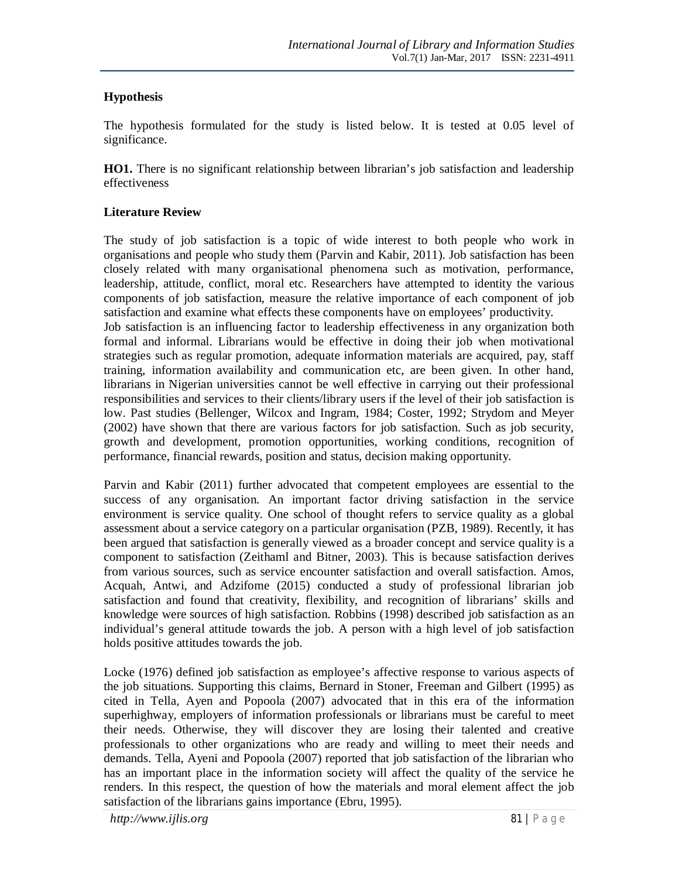**Hypothesis**

The hypothesis formulated for the study is listed below. It is tested at 0.05 level of significance.

**HO1.** There is no significant relationship between librarian's job satisfaction and leadership effectiveness

**Literature Review**

The study of job satisfaction is a topic of wide interest to both people who work in organisations and people who study them (Parvin and Kabir, 2011). Job satisfaction has been closely related with many organisational phenomena such as motivation, performance, leadership, attitude, conflict, moral etc. Researchers have attempted to identity the various components of job satisfaction, measure the relative importance of each component of job satisfaction and examine what effects these components have on employees' productivity.
Job satisfaction is an influencing factor to leadership effectiveness in any organization both formal and informal. Librarians would be effective in doing their job when motivational strategies such as regular promotion, adequate information materials are acquired, pay, staff training, information availability and communication etc, are been given. In other hand, librarians in Nigerian universities cannot be well effective in carrying out their professional responsibilities and services to their clients/library users if the level of their job satisfaction is low. Past studies (Bellenger, Wilcox and Ingram, 1984; Coster, 1992; Strydom and Meyer (2002) have shown that there are various factors for job satisfaction. Such as job security, growth and development, promotion opportunities, working conditions, recognition of performance, financial rewards, position and status, decision making opportunity.

Parvin and Kabir (2011) further advocated that competent employees are essential to the success of any organisation. An important factor driving satisfaction in the service environment is service quality. One school of thought refers to service quality as a global assessment about a service category on a particular organisation (PZB, 1989). Recently, it has been argued that satisfaction is generally viewed as a broader concept and service quality is a component to satisfaction (Zeithaml and Bitner, 2003). This is because satisfaction derives from various sources, such as service encounter satisfaction and overall satisfaction. Amos, Acquah, Antwi, and Adzifome (2015) conducted a study of professional librarian job satisfaction and found that creativity, flexibility, and recognition of librarians' skills and knowledge were sources of high satisfaction. Robbins (1998) described job satisfaction as an individual's general attitude towards the job. A person with a high level of job satisfaction holds positive attitudes towards the job.

Locke (1976) defined job satisfaction as employee's affective response to various aspects of the job situations. Supporting this claims, Bernard in Stoner, Freeman and Gilbert (1995) as cited in Tella, Ayen and Popoola (2007) advocated that in this era of the information superhighway, employers of information professionals or librarians must be careful to meet their needs. Otherwise, they will discover they are losing their talented and creative professionals to other organizations who are ready and willing to meet their needs and demands. Tella, Ayeni and Popoola (2007) reported that job satisfaction of the librarian who has an important place in the information society will affect the quality of the service he renders. In this respect, the question of how the materials and moral element affect the job satisfaction of the librarians gains importance (Ebru, 1995).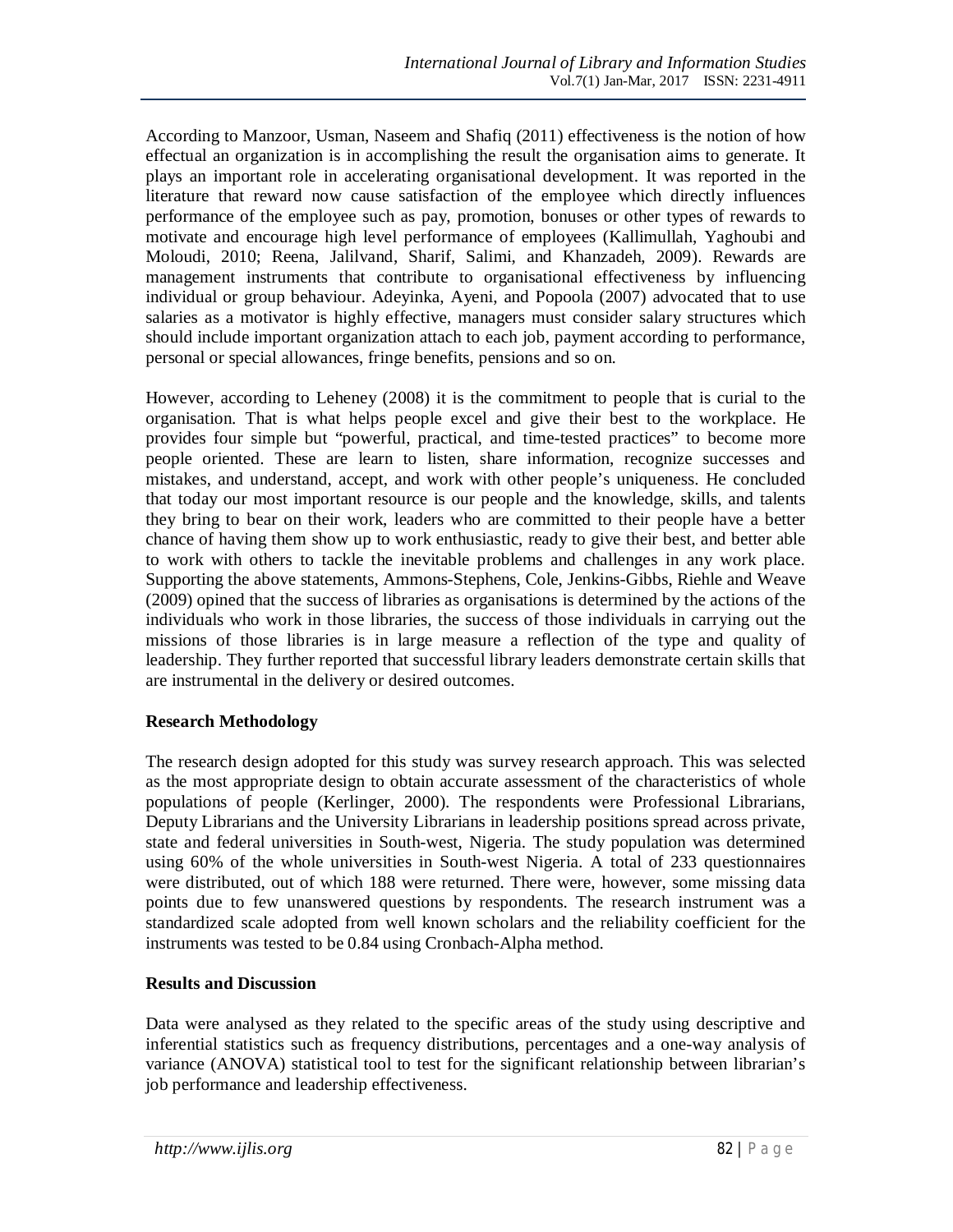According to Manzoor, Usman, Naseem and Shafiq (2011) effectiveness is the notion of how effectual an organization is in accomplishing the result the organisation aims to generate. It plays an important role in accelerating organisational development. It was reported in the literature that reward now cause satisfaction of the employee which directly influences performance of the employee such as pay, promotion, bonuses or other types of rewards to motivate and encourage high level performance of employees (Kallimullah, Yaghoubi and Moloudi, 2010; Reena, Jalilvand, Sharif, Salimi, and Khanzadeh, 2009). Rewards are management instruments that contribute to organisational effectiveness by influencing individual or group behaviour. Adeyinka, Ayeni, and Popoola (2007) advocated that to use salaries as a motivator is highly effective, managers must consider salary structures which should include important organization attach to each job, payment according to performance, personal or special allowances, fringe benefits, pensions and so on.

However, according to Leheney (2008) it is the commitment to people that is curial to the organisation. That is what helps people excel and give their best to the workplace. He provides four simple but "powerful, practical, and time-tested practices" to become more people oriented. These are learn to listen, share information, recognize successes and mistakes, and understand, accept, and work with other people's uniqueness. He concluded that today our most important resource is our people and the knowledge, skills, and talents they bring to bear on their work, leaders who are committed to their people have a better chance of having them show up to work enthusiastic, ready to give their best, and better able to work with others to tackle the inevitable problems and challenges in any work place. Supporting the above statements, Ammons-Stephens, Cole, Jenkins-Gibbs, Riehle and Weave (2009) opined that the success of libraries as organisations is determined by the actions of the individuals who work in those libraries, the success of those individuals in carrying out the missions of those libraries is in large measure a reflection of the type and quality of leadership. They further reported that successful library leaders demonstrate certain skills that are instrumental in the delivery or desired outcomes.

## Research Methodology

The research design adopted for this study was survey research approach. This was selected as the most appropriate design to obtain accurate assessment of the characteristics of whole populations of people (Kerlinger, 2000). The respondents were Professional Librarians, Deputy Librarians and the University Librarians in leadership positions spread across private, state and federal universities in South-west, Nigeria. The study population was determined using 60% of the whole universities in South-west Nigeria. A total of 233 questionnaires were distributed, out of which 188 were returned. There were, however, some missing data points due to few unanswered questions by respondents. The research instrument was a standardized scale adopted from well known scholars and the reliability coefficient for the instruments was tested to be 0.84 using Cronbach-Alpha method.

## Results and Discussion

Data were analysed as they related to the specific areas of the study using descriptive and inferential statistics such as frequency distributions, percentages and a one-way analysis of variance (ANOVA) statistical tool to test for the significant relationship between librarian's job performance and leadership effectiveness.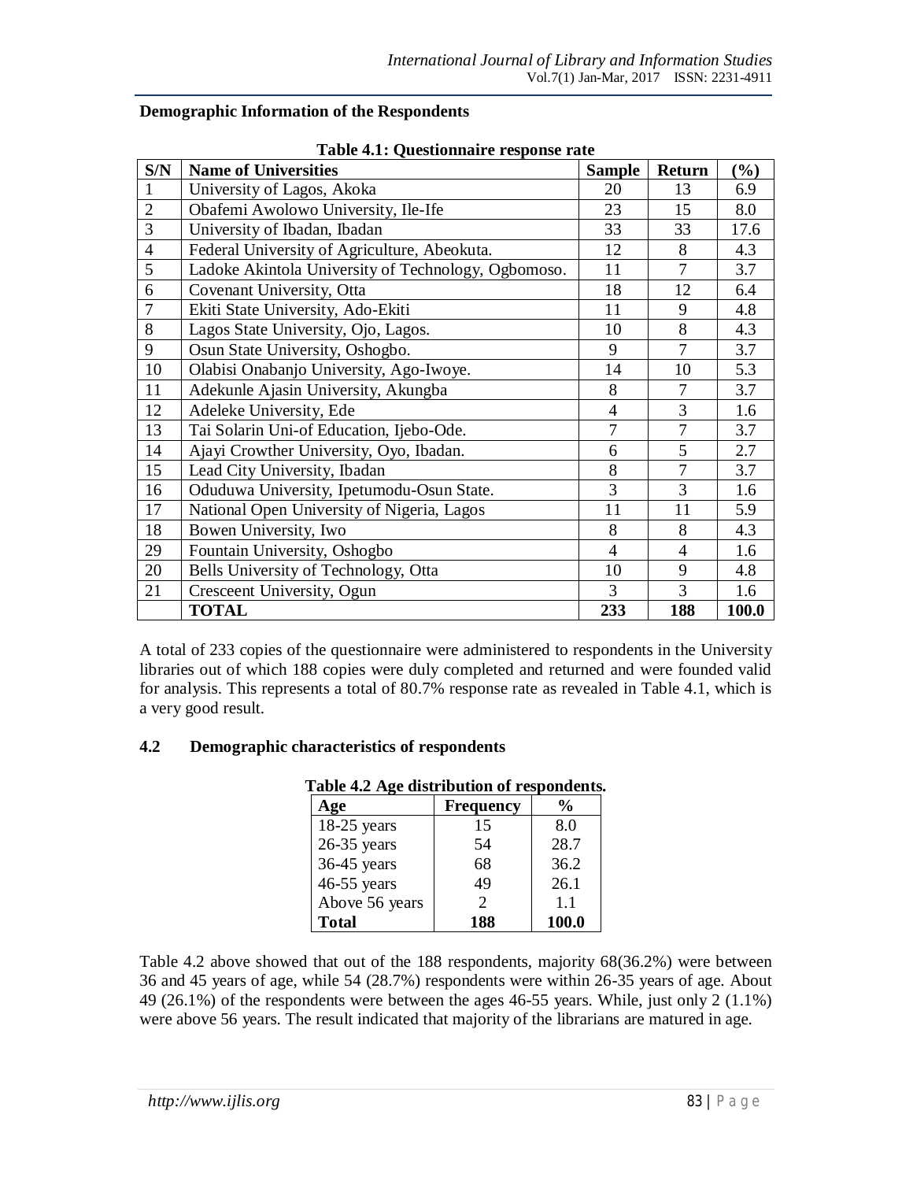**Demographic Information of the Respondents**

**Table 4.1: Questionnaire response rate**

| S/N | Name of Universities | Sample | Return | (%) |
|---|---|---|---|---|
| 1 | University of Lagos, Akoka | 20 | 13 | 6.9 |
| 2 | Obafemi Awolowo University, Ile-Ife | 23 | 15 | 8.0 |
| 3 | University of Ibadan, Ibadan | 33 | 33 | 17.6 |
| 4 | Federal University of Agriculture, Abeokuta. | 12 | 8 | 4.3 |
| 5 | Ladoke Akintola University of Technology, Ogbomoso. | 11 | 7 | 3.7 |
| 6 | Covenant University, Otta | 18 | 12 | 6.4 |
| 7 | Ekiti State University, Ado-Ekiti | 11 | 9 | 4.8 |
| 8 | Lagos State University, Ojo, Lagos. | 10 | 8 | 4.3 |
| 9 | Osun State University, Oshogbo. | 9 | 7 | 3.7 |
| 10 | Olabisi Onabanjo University, Ago-Iwoye. | 14 | 10 | 5.3 |
| 11 | Adekunle Ajasin University, Akungba | 8 | 7 | 3.7 |
| 12 | Adeleke University, Ede | 4 | 3 | 1.6 |
| 13 | Tai Solarin Uni-of Education, Ijebo-Ode. | 7 | 7 | 3.7 |
| 14 | Ajayi Crowther University, Oyo, Ibadan. | 6 | 5 | 2.7 |
| 15 | Lead City University, Ibadan | 8 | 7 | 3.7 |
| 16 | Oduduwa University, Ipetumodu-Osun State. | 3 | 3 | 1.6 |
| 17 | National Open University of Nigeria, Lagos | 11 | 11 | 5.9 |
| 18 | Bowen University, Iwo | 8 | 8 | 4.3 |
| 29 | Fountain University, Oshogbo | 4 | 4 | 1.6 |
| 20 | Bells University of Technology, Otta | 10 | 9 | 4.8 |
| 21 | Cresceent University, Ogun | 3 | 3 | 1.6 |
| | **TOTAL** | **233** | **188** | **100.0** |

A total of 233 copies of the questionnaire were administered to respondents in the University libraries out of which 188 copies were duly completed and returned and were founded valid for analysis. This represents a total of 80.7% response rate as revealed in Table 4.1, which is a very good result.

## 4.2 Demographic characteristics of respondents

**Table 4.2 Age distribution of respondents.**

| Age | Frequency | % |
|---|---|---|
| 18-25 years | 15 | 8.0 |
| 26-35 years | 54 | 28.7 |
| 36-45 years | 68 | 36.2 |
| 46-55 years | 49 | 26.1 |
| Above 56 years | 2 | 1.1 |
| **Total** | **188** | **100.0** |

Table 4.2 above showed that out of the 188 respondents, majority 68(36.2%) were between 36 and 45 years of age, while 54 (28.7%) respondents were within 26-35 years of age. About 49 (26.1%) of the respondents were between the ages 46-55 years. While, just only 2 (1.1%) were above 56 years. The result indicated that majority of the librarians are matured in age.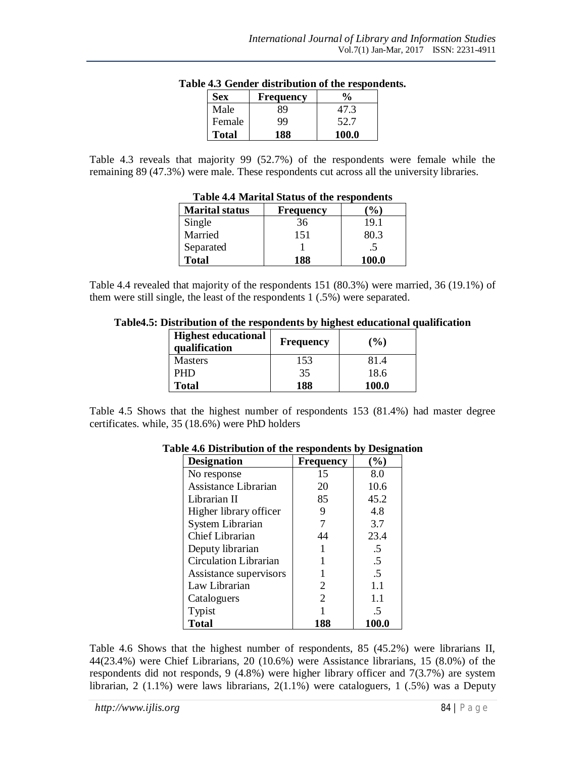**Table 4.3 Gender distribution of the respondents.**

| Sex | Frequency | % |
|---|---|---|
| Male | 89 | 47.3 |
| Female | 99 | 52.7 |
| **Total** | **188** | **100.0** |

Table 4.3 reveals that majority 99 (52.7%) of the respondents were female while the remaining 89 (47.3%) were male. These respondents cut across all the university libraries.

**Table 4.4 Marital Status of the respondents**

| Marital status | Frequency | (%) |
|---|---|---|
| Single | 36 | 19.1 |
| Married | 151 | 80.3 |
| Separated | 1 | .5 |
| **Total** | **188** | **100.0** |

Table 4.4 revealed that majority of the respondents 151 (80.3%) were married, 36 (19.1%) of them were still single, the least of the respondents 1 (.5%) were separated.

**Table4.5: Distribution of the respondents by highest educational qualification**

| Highest educational qualification | Frequency | (%) |
|---|---|---|
| Masters | 153 | 81.4 |
| PHD | 35 | 18.6 |
| **Total** | **188** | **100.0** |

Table 4.5 Shows that the highest number of respondents 153 (81.4%) had master degree certificates. while, 35 (18.6%) were PhD holders

**Table 4.6 Distribution of the respondents by Designation**

| Designation | Frequency | (%) |
|---|---|---|
| No response | 15 | 8.0 |
| Assistance Librarian | 20 | 10.6 |
| Librarian II | 85 | 45.2 |
| Higher library officer | 9 | 4.8 |
| System Librarian | 7 | 3.7 |
| Chief Librarian | 44 | 23.4 |
| Deputy librarian | 1 | .5 |
| Circulation Librarian | 1 | .5 |
| Assistance supervisors | 1 | .5 |
| Law Librarian | 2 | 1.1 |
| Cataloguers | 2 | 1.1 |
| Typist | 1 | .5 |
| **Total** | **188** | **100.0** |

Table 4.6 Shows that the highest number of respondents, 85 (45.2%) were librarians II, 44(23.4%) were Chief Librarians, 20 (10.6%) were Assistance librarians, 15 (8.0%) of the respondents did not responds, 9 (4.8%) were higher library officer and 7(3.7%) are system librarian, 2 (1.1%) were laws librarians, 2(1.1%) were cataloguers, 1 (.5%) was a Deputy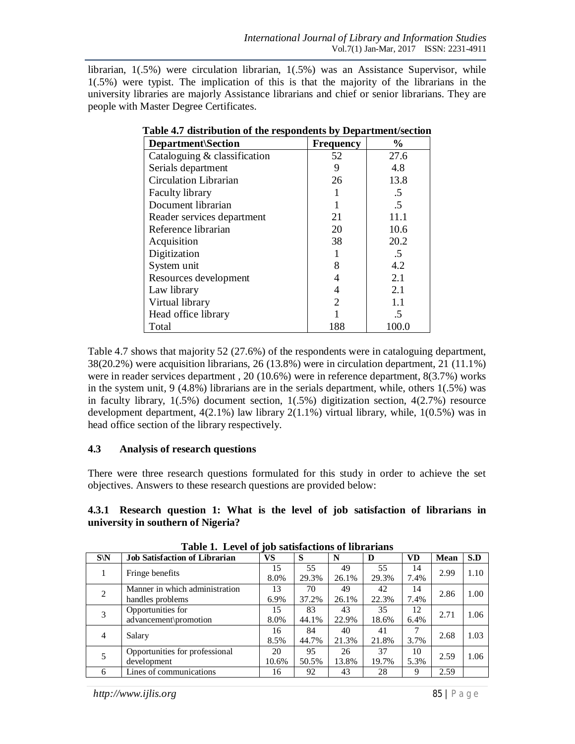librarian, 1(.5%) were circulation librarian, 1(.5%) was an Assistance Supervisor, while 1(.5%) were typist. The implication of this is that the majority of the librarians in the university libraries are majorly Assistance librarians and chief or senior librarians. They are people with Master Degree Certificates.

**Table 4.7 distribution of the respondents by Department/section**

| Department\Section | Frequency | % |
|---|---|---|
| Cataloguing & classification | 52 | 27.6 |
| Serials department | 9 | 4.8 |
| Circulation Librarian | 26 | 13.8 |
| Faculty library | 1 | .5 |
| Document librarian | 1 | .5 |
| Reader services department | 21 | 11.1 |
| Reference librarian | 20 | 10.6 |
| Acquisition | 38 | 20.2 |
| Digitization | 1 | .5 |
| System unit | 8 | 4.2 |
| Resources development | 4 | 2.1 |
| Law library | 4 | 2.1 |
| Virtual library | 2 | 1.1 |
| Head office library | 1 | .5 |
| Total | 188 | 100.0 |

Table 4.7 shows that majority 52 (27.6%) of the respondents were in cataloguing department, 38(20.2%) were acquisition librarians, 26 (13.8%) were in circulation department, 21 (11.1%) were in reader services department , 20 (10.6%) were in reference department, 8(3.7%) works in the system unit, 9 (4.8%) librarians are in the serials department, while, others 1(.5%) was in faculty library, 1(.5%) document section, 1(.5%) digitization section, 4(2.7%) resource development department, 4(2.1%) law library 2(1.1%) virtual library, while, 1(0.5%) was in head office section of the library respectively.

### 4.3 Analysis of research questions

There were three research questions formulated for this study in order to achieve the set objectives. Answers to these research questions are provided below:

#### 4.3.1 Research question 1: What is the level of job satisfaction of librarians in university in southern of Nigeria?

**Table 1. Level of job satisfactions of librarians**

| S\N | Job Satisfaction of Librarian | VS | S | N | D | VD | Mean | S.D |
|---|---|---|---|---|---|---|---|---|
| 1 | Fringe benefits | 15<br>8.0% | 55<br>29.3% | 49<br>26.1% | 55<br>29.3% | 14<br>7.4% | 2.99 | 1.10 |
| 2 | Manner in which administration handles problems | 13<br>6.9% | 70<br>37.2% | 49<br>26.1% | 42<br>22.3% | 14<br>7.4% | 2.86 | 1.00 |
| 3 | Opportunities for advancement\promotion | 15<br>8.0% | 83<br>44.1% | 43<br>22.9% | 35<br>18.6% | 12<br>6.4% | 2.71 | 1.06 |
| 4 | Salary | 16<br>8.5% | 84<br>44.7% | 40<br>21.3% | 41<br>21.8% | 7<br>3.7% | 2.68 | 1.03 |
| 5 | Opportunities for professional development | 20<br>10.6% | 95<br>50.5% | 26<br>13.8% | 37<br>19.7% | 10<br>5.3% | 2.59 | 1.06 |
| 6 | Lines of communications | 16 | 92 | 43 | 28 | 9 | 2.59 | |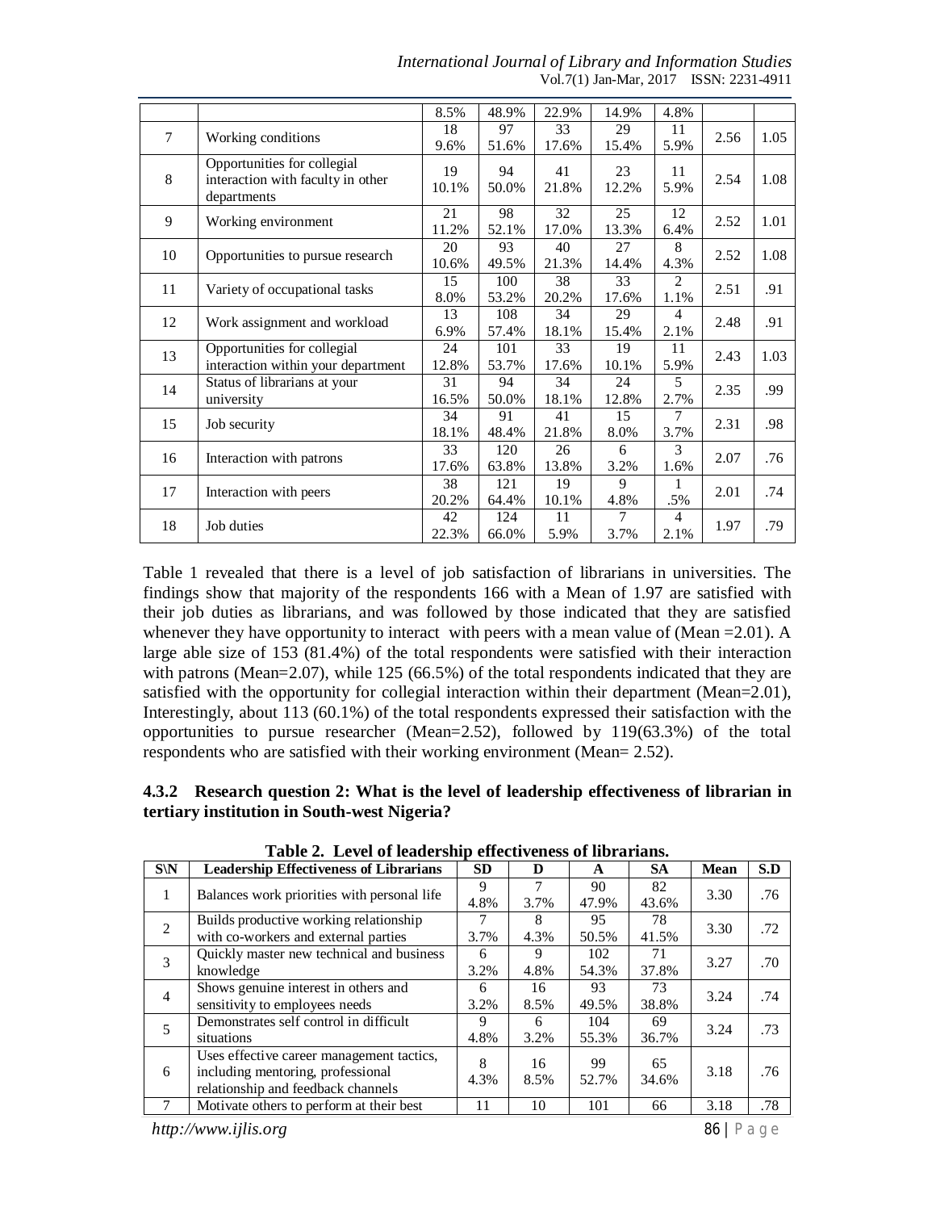| | | 8.5% | 48.9% | 22.9% | 14.9% | 4.8% | | |
|---|---|---|---|---|---|---|---|---|
| 7 | Working conditions | 18<br>9.6% | 97<br>51.6% | 33<br>17.6% | 29<br>15.4% | 11<br>5.9% | 2.56 | 1.05 |
| 8 | Opportunities for collegial interaction with faculty in other departments | 19<br>10.1% | 94<br>50.0% | 41<br>21.8% | 23<br>12.2% | 11<br>5.9% | 2.54 | 1.08 |
| 9 | Working environment | 21<br>11.2% | 98<br>52.1% | 32<br>17.0% | 25<br>13.3% | 12<br>6.4% | 2.52 | 1.01 |
| 10 | Opportunities to pursue research | 20<br>10.6% | 93<br>49.5% | 40<br>21.3% | 27<br>14.4% | 8<br>4.3% | 2.52 | 1.08 |
| 11 | Variety of occupational tasks | 15<br>8.0% | 100<br>53.2% | 38<br>20.2% | 33<br>17.6% | 2<br>1.1% | 2.51 | .91 |
| 12 | Work assignment and workload | 13<br>6.9% | 108<br>57.4% | 34<br>18.1% | 29<br>15.4% | 4<br>2.1% | 2.48 | .91 |
| 13 | Opportunities for collegial interaction within your department | 24<br>12.8% | 101<br>53.7% | 33<br>17.6% | 19<br>10.1% | 11<br>5.9% | 2.43 | 1.03 |
| 14 | Status of librarians at your university | 31<br>16.5% | 94<br>50.0% | 34<br>18.1% | 24<br>12.8% | 5<br>2.7% | 2.35 | .99 |
| 15 | Job security | 34<br>18.1% | 91<br>48.4% | 41<br>21.8% | 15<br>8.0% | 7<br>3.7% | 2.31 | .98 |
| 16 | Interaction with patrons | 33<br>17.6% | 120<br>63.8% | 26<br>13.8% | 6<br>3.2% | 3<br>1.6% | 2.07 | .76 |
| 17 | Interaction with peers | 38<br>20.2% | 121<br>64.4% | 19<br>10.1% | 9<br>4.8% | 1<br>.5% | 2.01 | .74 |
| 18 | Job duties | 42<br>22.3% | 124<br>66.0% | 11<br>5.9% | 7<br>3.7% | 4<br>2.1% | 1.97 | .79 |

Table 1 revealed that there is a level of job satisfaction of librarians in universities. The findings show that majority of the respondents 166 with a Mean of 1.97 are satisfied with their job duties as librarians, and was followed by those indicated that they are satisfied whenever they have opportunity to interact with peers with a mean value of (Mean =2.01). A large able size of 153 (81.4%) of the total respondents were satisfied with their interaction with patrons (Mean=2.07), while 125 (66.5%) of the total respondents indicated that they are satisfied with the opportunity for collegial interaction within their department (Mean=2.01), Interestingly, about 113 (60.1%) of the total respondents expressed their satisfaction with the opportunities to pursue researcher (Mean=2.52), followed by 119(63.3%) of the total respondents who are satisfied with their working environment (Mean= 2.52).

### 4.3.2 Research question 2: What is the level of leadership effectiveness of librarian in tertiary institution in South-west Nigeria?

**Table 2. Level of leadership effectiveness of librarians.**

| S\N | Leadership Effectiveness of Librarians | SD | D | A | SA | Mean | S.D |
|---|---|---|---|---|---|---|---|
| 1 | Balances work priorities with personal life | 9<br>4.8% | 7<br>3.7% | 90<br>47.9% | 82<br>43.6% | 3.30 | .76 |
| 2 | Builds productive working relationship with co-workers and external parties | 7<br>3.7% | 8<br>4.3% | 95<br>50.5% | 78<br>41.5% | 3.30 | .72 |
| 3 | Quickly master new technical and business knowledge | 6<br>3.2% | 9<br>4.8% | 102<br>54.3% | 71<br>37.8% | 3.27 | .70 |
| 4 | Shows genuine interest in others and sensitivity to employees needs | 6<br>3.2% | 16<br>8.5% | 93<br>49.5% | 73<br>38.8% | 3.24 | .74 |
| 5 | Demonstrates self control in difficult situations | 9<br>4.8% | 6<br>3.2% | 104<br>55.3% | 69<br>36.7% | 3.24 | .73 |
| 6 | Uses effective career management tactics, including mentoring, professional relationship and feedback channels | 8<br>4.3% | 16<br>8.5% | 99<br>52.7% | 65<br>34.6% | 3.18 | .76 |
| 7 | Motivate others to perform at their best | 11 | 10 | 101 | 66 | 3.18 | .78 |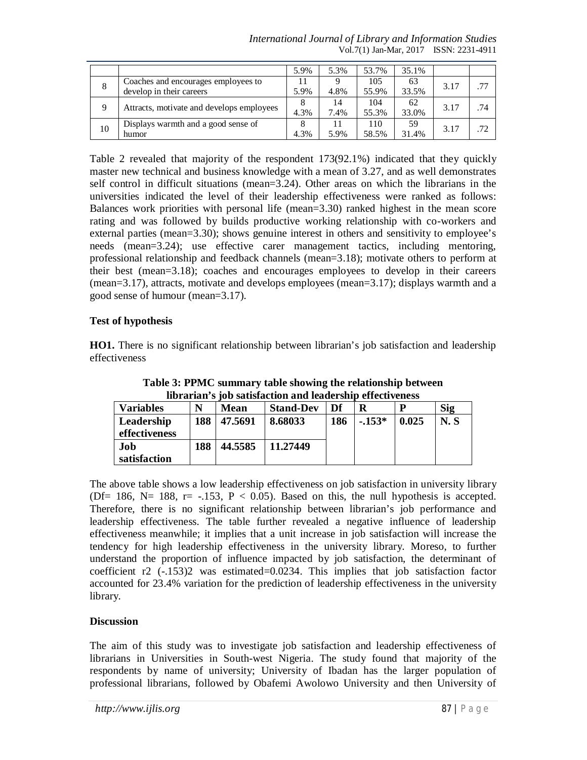|  |  | 5.9% | 5.3% | 53.7% | 35.1% |  |  |
|---|---|---|---|---|---|---|---|
| 8 | Coaches and encourages employees to develop in their careers | 11<br>5.9% | 9<br>4.8% | 105<br>55.9% | 63<br>33.5% | 3.17 | .77 |
| 9 | Attracts, motivate and develops employees | 8<br>4.3% | 14<br>7.4% | 104<br>55.3% | 62<br>33.0% | 3.17 | .74 |
| 10 | Displays warmth and a good sense of humor | 8<br>4.3% | 11<br>5.9% | 110<br>58.5% | 59<br>31.4% | 3.17 | .72 |

Table 2 revealed that majority of the respondent 173(92.1%) indicated that they quickly master new technical and business knowledge with a mean of 3.27, and as well demonstrates self control in difficult situations (mean=3.24). Other areas on which the librarians in the universities indicated the level of their leadership effectiveness were ranked as follows: Balances work priorities with personal life (mean=3.30) ranked highest in the mean score rating and was followed by builds productive working relationship with co-workers and external parties (mean=3.30); shows genuine interest in others and sensitivity to employee's needs (mean=3.24); use effective carer management tactics, including mentoring, professional relationship and feedback channels (mean=3.18); motivate others to perform at their best (mean=3.18); coaches and encourages employees to develop in their careers (mean=3.17), attracts, motivate and develops employees (mean=3.17); displays warmth and a good sense of humour (mean=3.17).

**Test of hypothesis**

**HO1.** There is no significant relationship between librarian's job satisfaction and leadership effectiveness

**Table 3: PPMC summary table showing the relationship between librarian's job satisfaction and leadership effectiveness**

| Variables | N | Mean | Stand-Dev | Df | R | P | Sig |
|---|---|---|---|---|---|---|---|
| Leadership effectiveness | 188 | 47.5691 | 8.68033 | 186 | -.153* | 0.025 | N. S |
| Job satisfaction | 188 | 44.5585 | 11.27449 |  |  |  |  |

The above table shows a low leadership effectiveness on job satisfaction in university library (Df= 186, N= 188, r= -.153, P < 0.05). Based on this, the null hypothesis is accepted. Therefore, there is no significant relationship between librarian's job performance and leadership effectiveness. The table further revealed a negative influence of leadership effectiveness meanwhile; it implies that a unit increase in job satisfaction will increase the tendency for high leadership effectiveness in the university library. Moreso, to further understand the proportion of influence impacted by job satisfaction, the determinant of coefficient r2 (-.153)2 was estimated=0.0234. This implies that job satisfaction factor accounted for 23.4% variation for the prediction of leadership effectiveness in the university library.

**Discussion**

The aim of this study was to investigate job satisfaction and leadership effectiveness of librarians in Universities in South-west Nigeria. The study found that majority of the respondents by name of university; University of Ibadan has the larger population of professional librarians, followed by Obafemi Awolowo University and then University of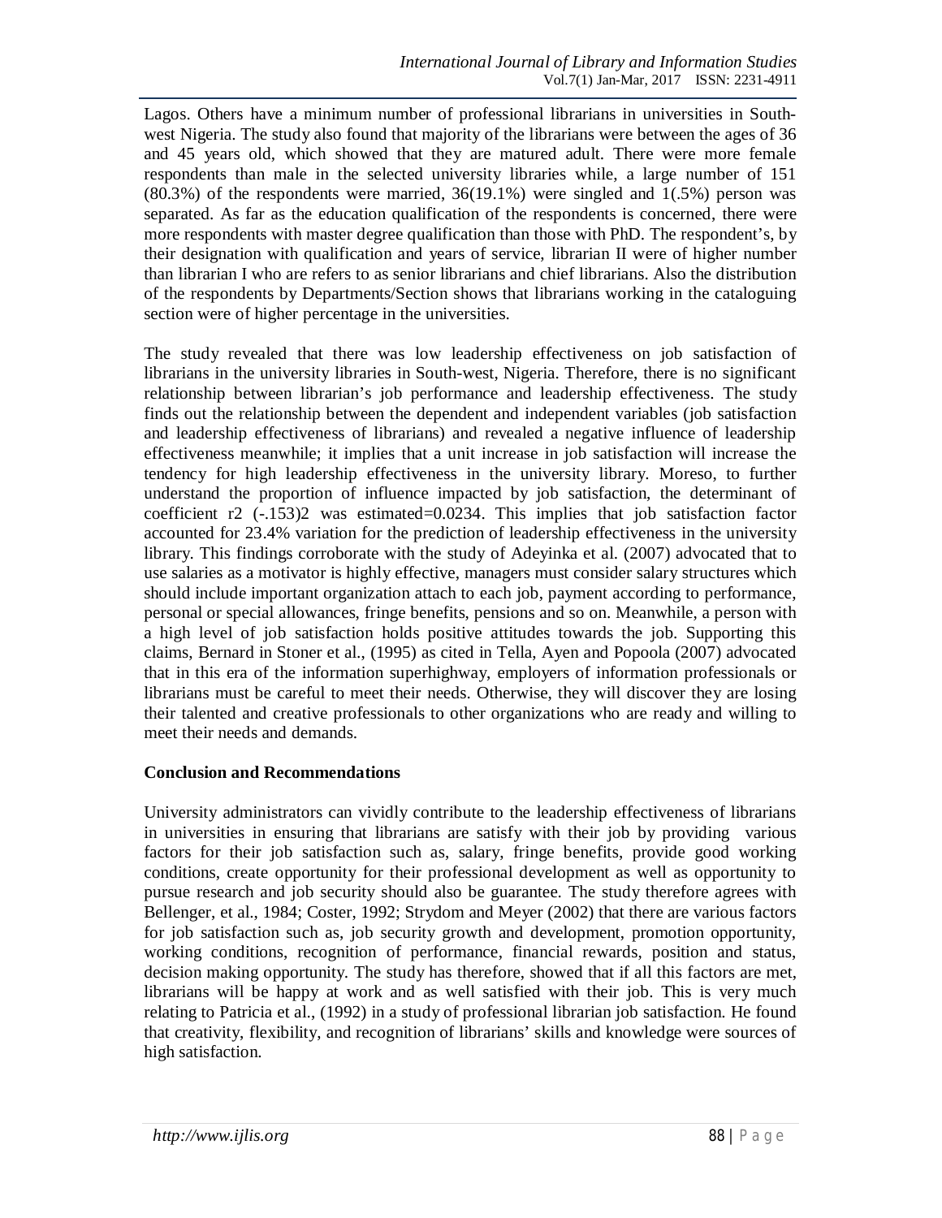Lagos. Others have a minimum number of professional librarians in universities in South-west Nigeria. The study also found that majority of the librarians were between the ages of 36 and 45 years old, which showed that they are matured adult. There were more female respondents than male in the selected university libraries while, a large number of 151 (80.3%) of the respondents were married, 36(19.1%) were singled and 1(.5%) person was separated. As far as the education qualification of the respondents is concerned, there were more respondents with master degree qualification than those with PhD. The respondent's, by their designation with qualification and years of service, librarian II were of higher number than librarian I who are refers to as senior librarians and chief librarians. Also the distribution of the respondents by Departments/Section shows that librarians working in the cataloguing section were of higher percentage in the universities.

The study revealed that there was low leadership effectiveness on job satisfaction of librarians in the university libraries in South-west, Nigeria. Therefore, there is no significant relationship between librarian's job performance and leadership effectiveness. The study finds out the relationship between the dependent and independent variables (job satisfaction and leadership effectiveness of librarians) and revealed a negative influence of leadership effectiveness meanwhile; it implies that a unit increase in job satisfaction will increase the tendency for high leadership effectiveness in the university library. Moreso, to further understand the proportion of influence impacted by job satisfaction, the determinant of coefficient $r^2$ $(-.153)^2$ was estimated=0.0234. This implies that job satisfaction factor accounted for 23.4% variation for the prediction of leadership effectiveness in the university library. This findings corroborate with the study of Adeyinka et al. (2007) advocated that to use salaries as a motivator is highly effective, managers must consider salary structures which should include important organization attach to each job, payment according to performance, personal or special allowances, fringe benefits, pensions and so on. Meanwhile, a person with a high level of job satisfaction holds positive attitudes towards the job. Supporting this claims, Bernard in Stoner et al., (1995) as cited in Tella, Ayen and Popoola (2007) advocated that in this era of the information superhighway, employers of information professionals or librarians must be careful to meet their needs. Otherwise, they will discover they are losing their talented and creative professionals to other organizations who are ready and willing to meet their needs and demands.

## Conclusion and Recommendations

University administrators can vividly contribute to the leadership effectiveness of librarians in universities in ensuring that librarians are satisfy with their job by providing various factors for their job satisfaction such as, salary, fringe benefits, provide good working conditions, create opportunity for their professional development as well as opportunity to pursue research and job security should also be guarantee. The study therefore agrees with Bellenger, et al., 1984; Coster, 1992; Strydom and Meyer (2002) that there are various factors for job satisfaction such as, job security growth and development, promotion opportunity, working conditions, recognition of performance, financial rewards, position and status, decision making opportunity. The study has therefore, showed that if all this factors are met, librarians will be happy at work and as well satisfied with their job. This is very much relating to Patricia et al., (1992) in a study of professional librarian job satisfaction. He found that creativity, flexibility, and recognition of librarians' skills and knowledge were sources of high satisfaction.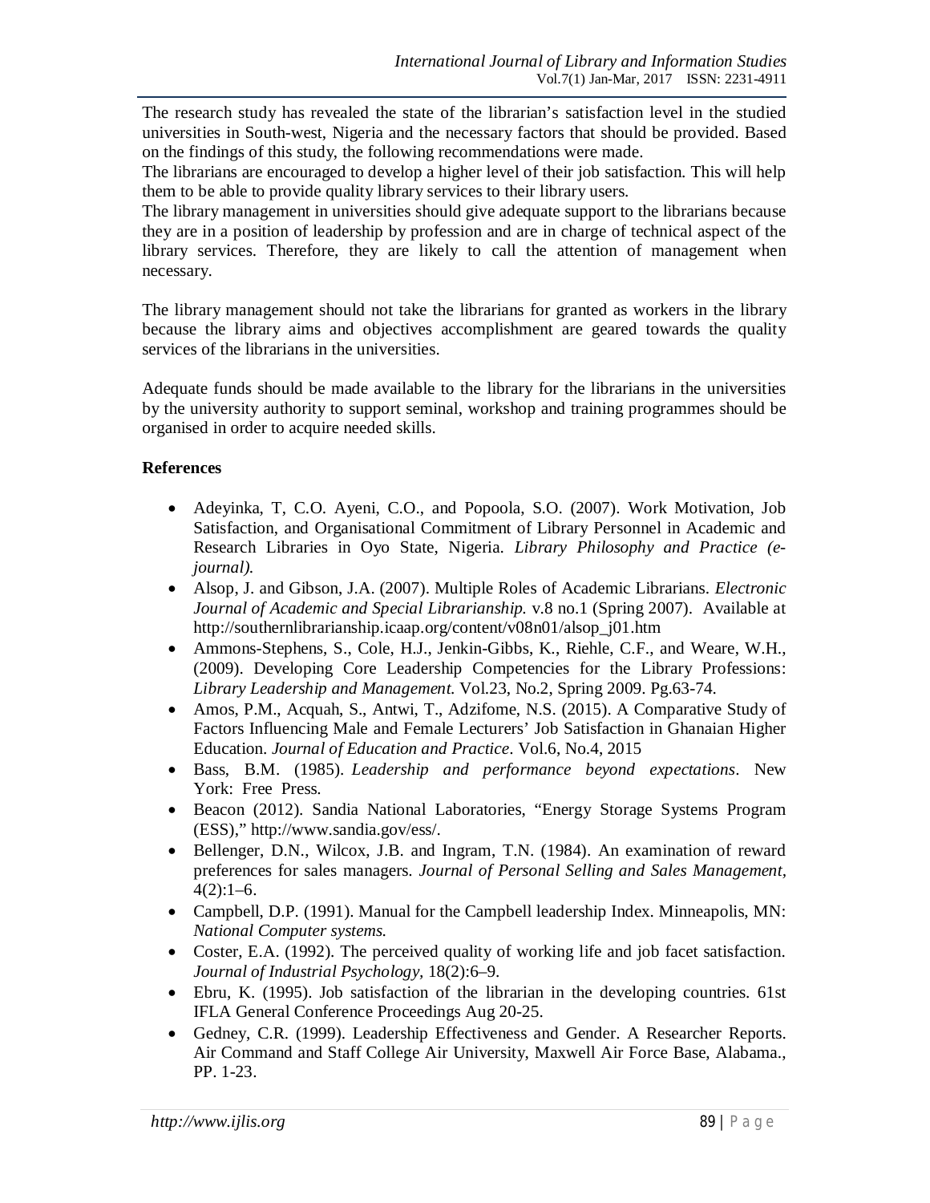The research study has revealed the state of the librarian's satisfaction level in the studied universities in South-west, Nigeria and the necessary factors that should be provided. Based on the findings of this study, the following recommendations were made.

The librarians are encouraged to develop a higher level of their job satisfaction. This will help them to be able to provide quality library services to their library users.

The library management in universities should give adequate support to the librarians because they are in a position of leadership by profession and are in charge of technical aspect of the library services. Therefore, they are likely to call the attention of management when necessary.

The library management should not take the librarians for granted as workers in the library because the library aims and objectives accomplishment are geared towards the quality services of the librarians in the universities.

Adequate funds should be made available to the library for the librarians in the universities by the university authority to support seminal, workshop and training programmes should be organised in order to acquire needed skills.

**References**

- Adeyinka, T, C.O. Ayeni, C.O., and Popoola, S.O. (2007). Work Motivation, Job Satisfaction, and Organisational Commitment of Library Personnel in Academic and Research Libraries in Oyo State, Nigeria. *Library Philosophy and Practice (e-journal).*
- Alsop, J. and Gibson, J.A. (2007). Multiple Roles of Academic Librarians. *Electronic Journal of Academic and Special Librarianship.* v.8 no.1 (Spring 2007). Available at http://southernlibrarianship.icaap.org/content/v08n01/alsop_j01.htm
- Ammons-Stephens, S., Cole, H.J., Jenkin-Gibbs, K., Riehle, C.F., and Weare, W.H., (2009). Developing Core Leadership Competencies for the Library Professions: *Library Leadership and Management.* Vol.23, No.2, Spring 2009. Pg.63-74.
- Amos, P.M., Acquah, S., Antwi, T., Adzifome, N.S. (2015). A Comparative Study of Factors Influencing Male and Female Lecturers' Job Satisfaction in Ghanaian Higher Education. *Journal of Education and Practice*. Vol.6, No.4, 2015
- Bass, B.M. (1985). *Leadership and performance beyond expectations*. New York: Free Press.
- Beacon (2012). Sandia National Laboratories, "Energy Storage Systems Program (ESS)," http://www.sandia.gov/ess/.
- Bellenger, D.N., Wilcox, J.B. and Ingram, T.N. (1984). An examination of reward preferences for sales managers. *Journal of Personal Selling and Sales Management*, 4(2):1–6.
- Campbell, D.P. (1991). Manual for the Campbell leadership Index. Minneapolis, MN: *National Computer systems.*
- Coster, E.A. (1992). The perceived quality of working life and job facet satisfaction. *Journal of Industrial Psychology,* 18(2):6–9.
- Ebru, K. (1995). Job satisfaction of the librarian in the developing countries. 61st IFLA General Conference Proceedings Aug 20-25.
- Gedney, C.R. (1999). Leadership Effectiveness and Gender. A Researcher Reports. Air Command and Staff College Air University, Maxwell Air Force Base, Alabama., PP. 1-23.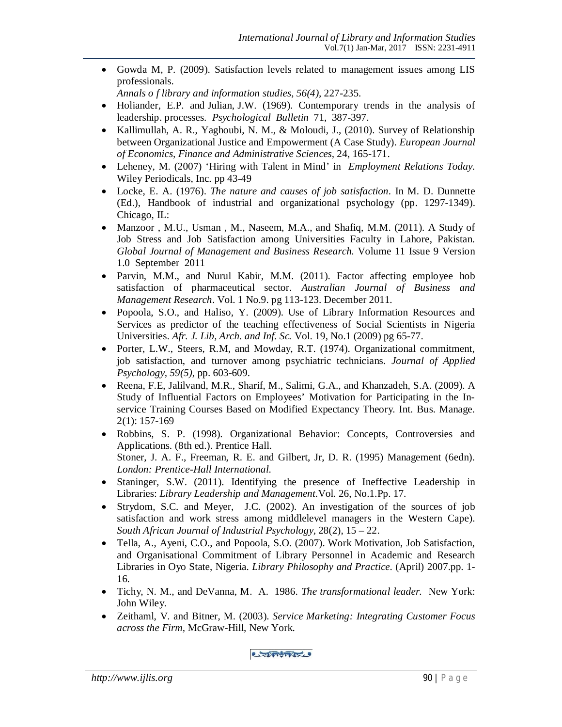- Gowda M, P. (2009). Satisfaction levels related to management issues among LIS professionals.
  *Annals o f library and information studies, 56(4)*, 227-235.
- Holiander, E.P. and Julian, J.W. (1969). Contemporary trends in the analysis of leadership. processes. *Psychological Bulletin* 71, 387-397.
- Kallimullah, A. R., Yaghoubi, N. M., & Moloudi, J., (2010). Survey of Relationship between Organizational Justice and Empowerment (A Case Study). *European Journal of Economics, Finance and Administrative Sciences*, 24, 165-171.
- Leheney, M. (2007) 'Hiring with Talent in Mind' in *Employment Relations Today.* Wiley Periodicals, Inc. pp 43-49
- Locke, E. A. (1976). *The nature and causes of job satisfaction*. In M. D. Dunnette (Ed.), Handbook of industrial and organizational psychology (pp. 1297-1349). Chicago, IL:
- Manzoor , M.U., Usman , M., Naseem, M.A., and Shafiq, M.M. (2011). A Study of Job Stress and Job Satisfaction among Universities Faculty in Lahore, Pakistan. *Global Journal of Management and Business Research.* Volume 11 Issue 9 Version 1.0 September 2011
- Parvin, M.M., and Nurul Kabir, M.M. (2011). Factor affecting employee hob satisfaction of pharmaceutical sector. *Australian Journal of Business and Management Research*. Vol. 1 No.9. pg 113-123. December 2011.
- Popoola, S.O., and Haliso, Y. (2009). Use of Library Information Resources and Services as predictor of the teaching effectiveness of Social Scientists in Nigeria Universities. *Afr. J. Lib, Arch. and Inf. Sc.* Vol. 19, No.1 (2009) pg 65-77.
- Porter, L.W., Steers, R.M, and Mowday, R.T. (1974). Organizational commitment, job satisfaction, and turnover among psychiatric technicians. *Journal of Applied Psychology, 59(5)*, pp. 603-609.
- Reena, F.E, Jalilvand, M.R., Sharif, M., Salimi, G.A., and Khanzadeh, S.A. (2009). A Study of Influential Factors on Employees' Motivation for Participating in the In-service Training Courses Based on Modified Expectancy Theory. Int. Bus. Manage. 2(1): 157-169
- Robbins, S. P. (1998). Organizational Behavior: Concepts, Controversies and Applications. (8th ed.). Prentice Hall.
  Stoner, J. A. F., Freeman, R. E. and Gilbert, Jr, D. R. (1995) Management (6edn). *London: Prentice-Hall International.*
- Staninger, S.W. (2011). Identifying the presence of Ineffective Leadership in Libraries: *Library Leadership and Management*.Vol. 26, No.1.Pp. 17.
- Strydom, S.C. and Meyer, J.C. (2002). An investigation of the sources of job satisfaction and work stress among middlelevel managers in the Western Cape). *South African Journal of Industrial Psychology*, 28(2), 15 – 22.
- Tella, A., Ayeni, C.O., and Popoola, S.O. (2007). Work Motivation, Job Satisfaction, and Organisational Commitment of Library Personnel in Academic and Research Libraries in Oyo State, Nigeria. *Library Philosophy and Practice*. (April) 2007.pp. 1-16.
- Tichy, N. M., and DeVanna, M. A. 1986. *The transformational leader.* New York: John Wiley.
- Zeithaml, V. and Bitner, M. (2003). *Service Marketing: Integrating Customer Focus across the Firm*, McGraw-Hill, New York.